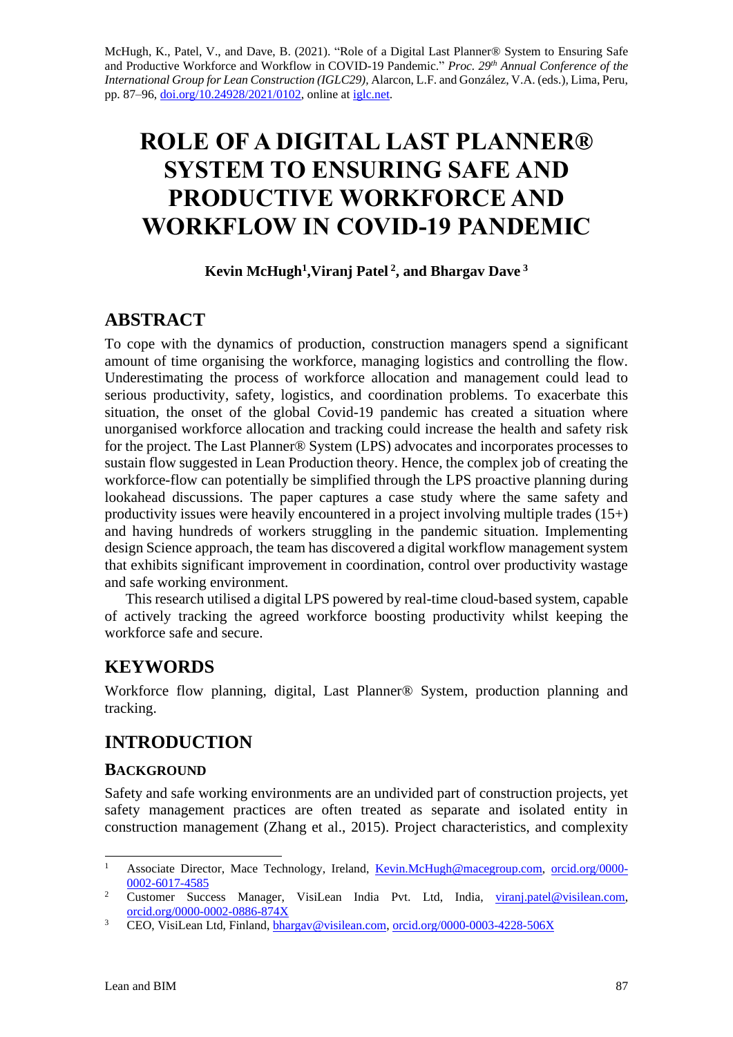McHugh, K., Patel, V., and Dave, B. (2021). "Role of a Digital Last Planner® System to Ensuring Safe and Productive Workforce and Workflow in COVID-19 Pandemic." *Proc. 29th Annual Conference of the International Group for Lean Construction (IGLC29),* Alarcon, L.F. and González, V.A. (eds.), Lima, Peru, pp. 87–96, doi.org/10.24928/2021/0102, online at iglc.net.

# ROLE OF A DIGITAL LAST PLANNER® SYSTEM TO ENSURING SAFE AND PRODUCTIVE WORKFORCE AND WORKFLOW IN COVID-19 PANDEMIC

**Kevin McHugh[1], Viranj Patel[2], and Bhargav Dave[3]**

## ABSTRACT

To cope with the dynamics of production, construction managers spend a significant amount of time organising the workforce, managing logistics and controlling the flow. Underestimating the process of workforce allocation and management could lead to serious productivity, safety, logistics, and coordination problems. To exacerbate this situation, the onset of the global Covid-19 pandemic has created a situation where unorganised workforce allocation and tracking could increase the health and safety risk for the project. The Last Planner® System (LPS) advocates and incorporates processes to sustain flow suggested in Lean Production theory. Hence, the complex job of creating the workforce-flow can potentially be simplified through the LPS proactive planning during lookahead discussions. The paper captures a case study where the same safety and productivity issues were heavily encountered in a project involving multiple trades (15+) and having hundreds of workers struggling in the pandemic situation. Implementing design Science approach, the team has discovered a digital workflow management system that exhibits significant improvement in coordination, control over productivity wastage and safe working environment.

This research utilised a digital LPS powered by real-time cloud-based system, capable of actively tracking the agreed workforce boosting productivity whilst keeping the workforce safe and secure.

## KEYWORDS

Workforce flow planning, digital, Last Planner® System, production planning and tracking.

## INTRODUCTION

### BACKGROUND

Safety and safe working environments are an undivided part of construction projects, yet safety management practices are often treated as separate and isolated entity in construction management (Zhang et al., 2015). Project characteristics, and complexity

---

[1] Associate Director, Mace Technology, Ireland, Kevin.McHugh@macegroup.com, orcid.org/0000-0002-6017-4585

[2] Customer Success Manager, VisiLean India Pvt. Ltd, India, viranj.patel@visilean.com, orcid.org/0000-0002-0886-874X

[3] CEO, VisiLean Ltd, Finland, bhargav@visilean.com, orcid.org/0000-0003-4228-506X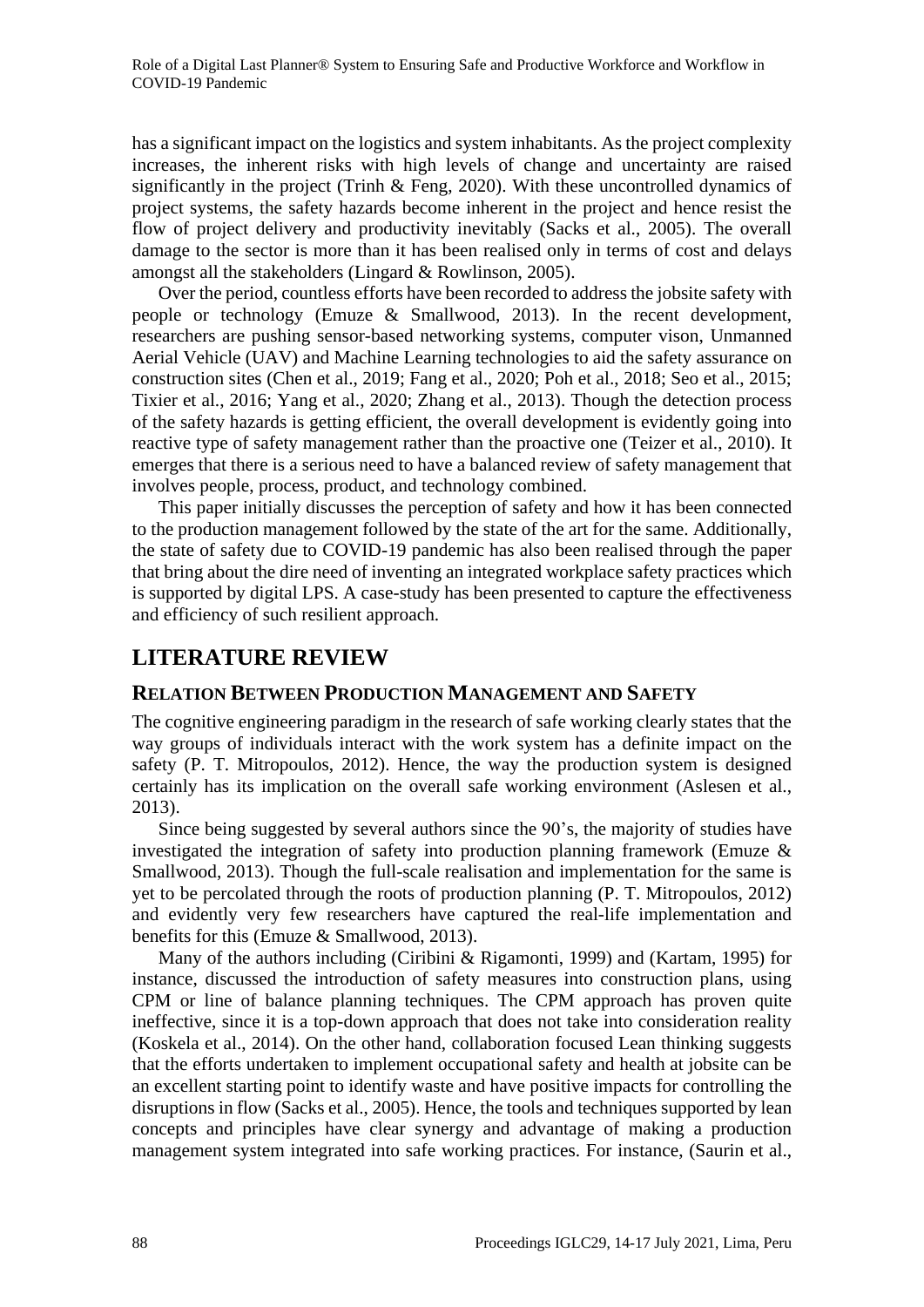has a significant impact on the logistics and system inhabitants. As the project complexity increases, the inherent risks with high levels of change and uncertainty are raised significantly in the project (Trinh & Feng, 2020). With these uncontrolled dynamics of project systems, the safety hazards become inherent in the project and hence resist the flow of project delivery and productivity inevitably (Sacks et al., 2005). The overall damage to the sector is more than it has been realised only in terms of cost and delays amongst all the stakeholders (Lingard & Rowlinson, 2005).

Over the period, countless efforts have been recorded to address the jobsite safety with people or technology (Emuze & Smallwood, 2013). In the recent development, researchers are pushing sensor-based networking systems, computer vison, Unmanned Aerial Vehicle (UAV) and Machine Learning technologies to aid the safety assurance on construction sites (Chen et al., 2019; Fang et al., 2020; Poh et al., 2018; Seo et al., 2015; Tixier et al., 2016; Yang et al., 2020; Zhang et al., 2013). Though the detection process of the safety hazards is getting efficient, the overall development is evidently going into reactive type of safety management rather than the proactive one (Teizer et al., 2010). It emerges that there is a serious need to have a balanced review of safety management that involves people, process, product, and technology combined.

This paper initially discusses the perception of safety and how it has been connected to the production management followed by the state of the art for the same. Additionally, the state of safety due to COVID-19 pandemic has also been realised through the paper that bring about the dire need of inventing an integrated workplace safety practices which is supported by digital LPS. A case-study has been presented to capture the effectiveness and efficiency of such resilient approach.

# LITERATURE REVIEW

## RELATION BETWEEN PRODUCTION MANAGEMENT AND SAFETY

The cognitive engineering paradigm in the research of safe working clearly states that the way groups of individuals interact with the work system has a definite impact on the safety (P. T. Mitropoulos, 2012). Hence, the way the production system is designed certainly has its implication on the overall safe working environment (Aslesen et al., 2013).

Since being suggested by several authors since the 90's, the majority of studies have investigated the integration of safety into production planning framework (Emuze & Smallwood, 2013). Though the full-scale realisation and implementation for the same is yet to be percolated through the roots of production planning (P. T. Mitropoulos, 2012) and evidently very few researchers have captured the real-life implementation and benefits for this (Emuze & Smallwood, 2013).

Many of the authors including (Ciribini & Rigamonti, 1999) and (Kartam, 1995) for instance, discussed the introduction of safety measures into construction plans, using CPM or line of balance planning techniques. The CPM approach has proven quite ineffective, since it is a top-down approach that does not take into consideration reality (Koskela et al., 2014). On the other hand, collaboration focused Lean thinking suggests that the efforts undertaken to implement occupational safety and health at jobsite can be an excellent starting point to identify waste and have positive impacts for controlling the disruptions in flow (Sacks et al., 2005). Hence, the tools and techniques supported by lean concepts and principles have clear synergy and advantage of making a production management system integrated into safe working practices. For instance, (Saurin et al.,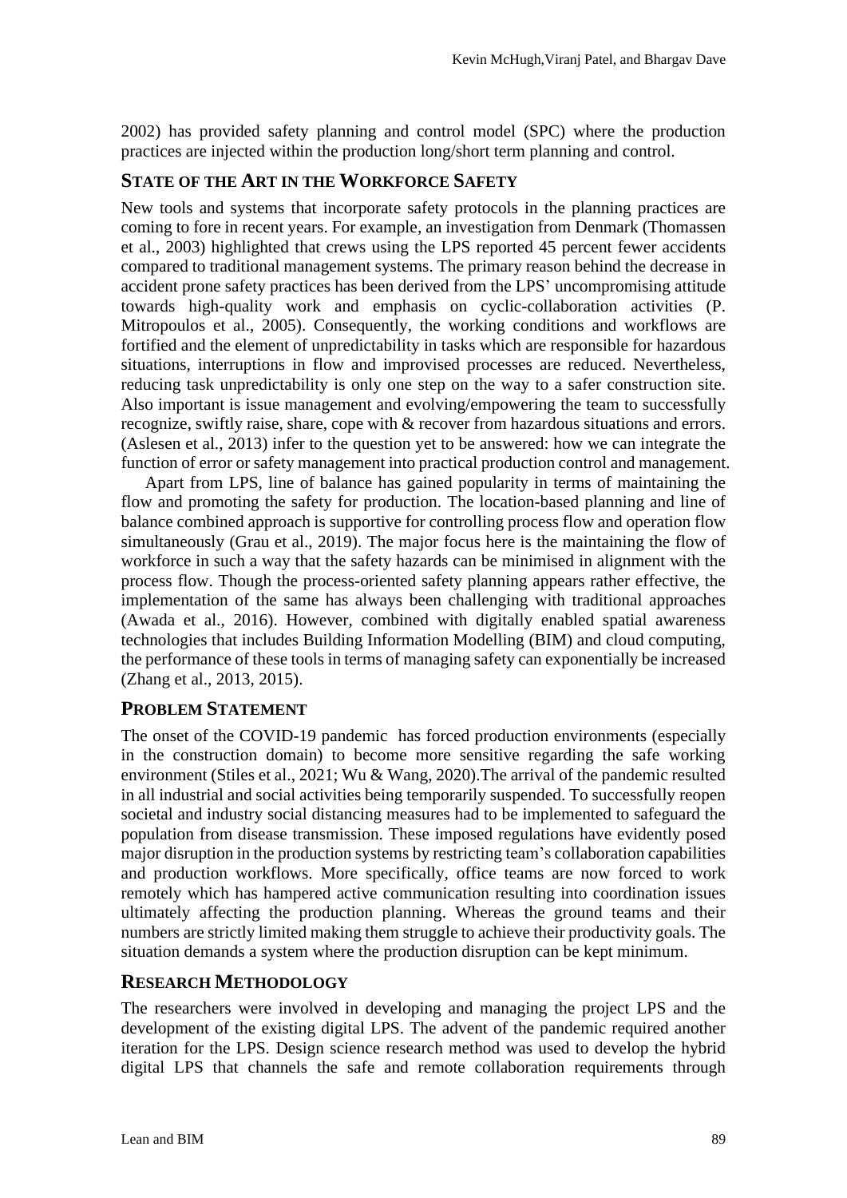2002) has provided safety planning and control model (SPC) where the production practices are injected within the production long/short term planning and control.

## STATE OF THE ART IN THE WORKFORCE SAFETY

New tools and systems that incorporate safety protocols in the planning practices are coming to fore in recent years. For example, an investigation from Denmark (Thomassen et al., 2003) highlighted that crews using the LPS reported 45 percent fewer accidents compared to traditional management systems. The primary reason behind the decrease in accident prone safety practices has been derived from the LPS' uncompromising attitude towards high-quality work and emphasis on cyclic-collaboration activities (P. Mitropoulos et al., 2005). Consequently, the working conditions and workflows are fortified and the element of unpredictability in tasks which are responsible for hazardous situations, interruptions in flow and improvised processes are reduced. Nevertheless, reducing task unpredictability is only one step on the way to a safer construction site. Also important is issue management and evolving/empowering the team to successfully recognize, swiftly raise, share, cope with & recover from hazardous situations and errors. (Aslesen et al., 2013) infer to the question yet to be answered: how we can integrate the function of error or safety management into practical production control and management.

Apart from LPS, line of balance has gained popularity in terms of maintaining the flow and promoting the safety for production. The location-based planning and line of balance combined approach is supportive for controlling process flow and operation flow simultaneously (Grau et al., 2019). The major focus here is the maintaining the flow of workforce in such a way that the safety hazards can be minimised in alignment with the process flow. Though the process-oriented safety planning appears rather effective, the implementation of the same has always been challenging with traditional approaches (Awada et al., 2016). However, combined with digitally enabled spatial awareness technologies that includes Building Information Modelling (BIM) and cloud computing, the performance of these tools in terms of managing safety can exponentially be increased (Zhang et al., 2013, 2015).

## PROBLEM STATEMENT

The onset of the COVID-19 pandemic has forced production environments (especially in the construction domain) to become more sensitive regarding the safe working environment (Stiles et al., 2021; Wu & Wang, 2020).The arrival of the pandemic resulted in all industrial and social activities being temporarily suspended. To successfully reopen societal and industry social distancing measures had to be implemented to safeguard the population from disease transmission. These imposed regulations have evidently posed major disruption in the production systems by restricting team's collaboration capabilities and production workflows. More specifically, office teams are now forced to work remotely which has hampered active communication resulting into coordination issues ultimately affecting the production planning. Whereas the ground teams and their numbers are strictly limited making them struggle to achieve their productivity goals. The situation demands a system where the production disruption can be kept minimum.

## RESEARCH METHODOLOGY

The researchers were involved in developing and managing the project LPS and the development of the existing digital LPS. The advent of the pandemic required another iteration for the LPS. Design science research method was used to develop the hybrid digital LPS that channels the safe and remote collaboration requirements through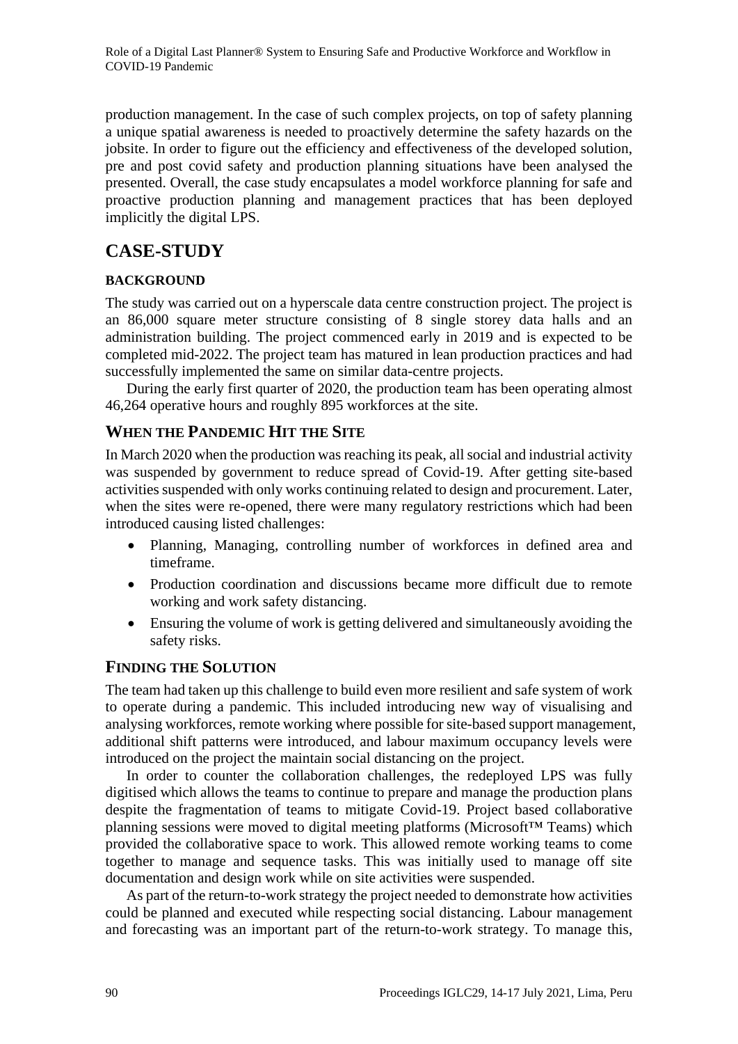production management. In the case of such complex projects, on top of safety planning a unique spatial awareness is needed to proactively determine the safety hazards on the jobsite. In order to figure out the efficiency and effectiveness of the developed solution, pre and post covid safety and production planning situations have been analysed the presented. Overall, the case study encapsulates a model workforce planning for safe and proactive production planning and management practices that has been deployed implicitly the digital LPS.

# CASE-STUDY

### BACKGROUND

The study was carried out on a hyperscale data centre construction project. The project is an 86,000 square meter structure consisting of 8 single storey data halls and an administration building. The project commenced early in 2019 and is expected to be completed mid-2022. The project team has matured in lean production practices and had successfully implemented the same on similar data-centre projects.

During the early first quarter of 2020, the production team has been operating almost 46,264 operative hours and roughly 895 workforces at the site.

## WHEN THE PANDEMIC HIT THE SITE

In March 2020 when the production was reaching its peak, all social and industrial activity was suspended by government to reduce spread of Covid-19. After getting site-based activities suspended with only works continuing related to design and procurement. Later, when the sites were re-opened, there were many regulatory restrictions which had been introduced causing listed challenges:

- Planning, Managing, controlling number of workforces in defined area and timeframe.
- Production coordination and discussions became more difficult due to remote working and work safety distancing.
- Ensuring the volume of work is getting delivered and simultaneously avoiding the safety risks.

## FINDING THE SOLUTION

The team had taken up this challenge to build even more resilient and safe system of work to operate during a pandemic. This included introducing new way of visualising and analysing workforces, remote working where possible for site-based support management, additional shift patterns were introduced, and labour maximum occupancy levels were introduced on the project the maintain social distancing on the project.

In order to counter the collaboration challenges, the redeployed LPS was fully digitised which allows the teams to continue to prepare and manage the production plans despite the fragmentation of teams to mitigate Covid-19. Project based collaborative planning sessions were moved to digital meeting platforms (Microsoft™ Teams) which provided the collaborative space to work. This allowed remote working teams to come together to manage and sequence tasks. This was initially used to manage off site documentation and design work while on site activities were suspended.

As part of the return-to-work strategy the project needed to demonstrate how activities could be planned and executed while respecting social distancing. Labour management and forecasting was an important part of the return-to-work strategy. To manage this,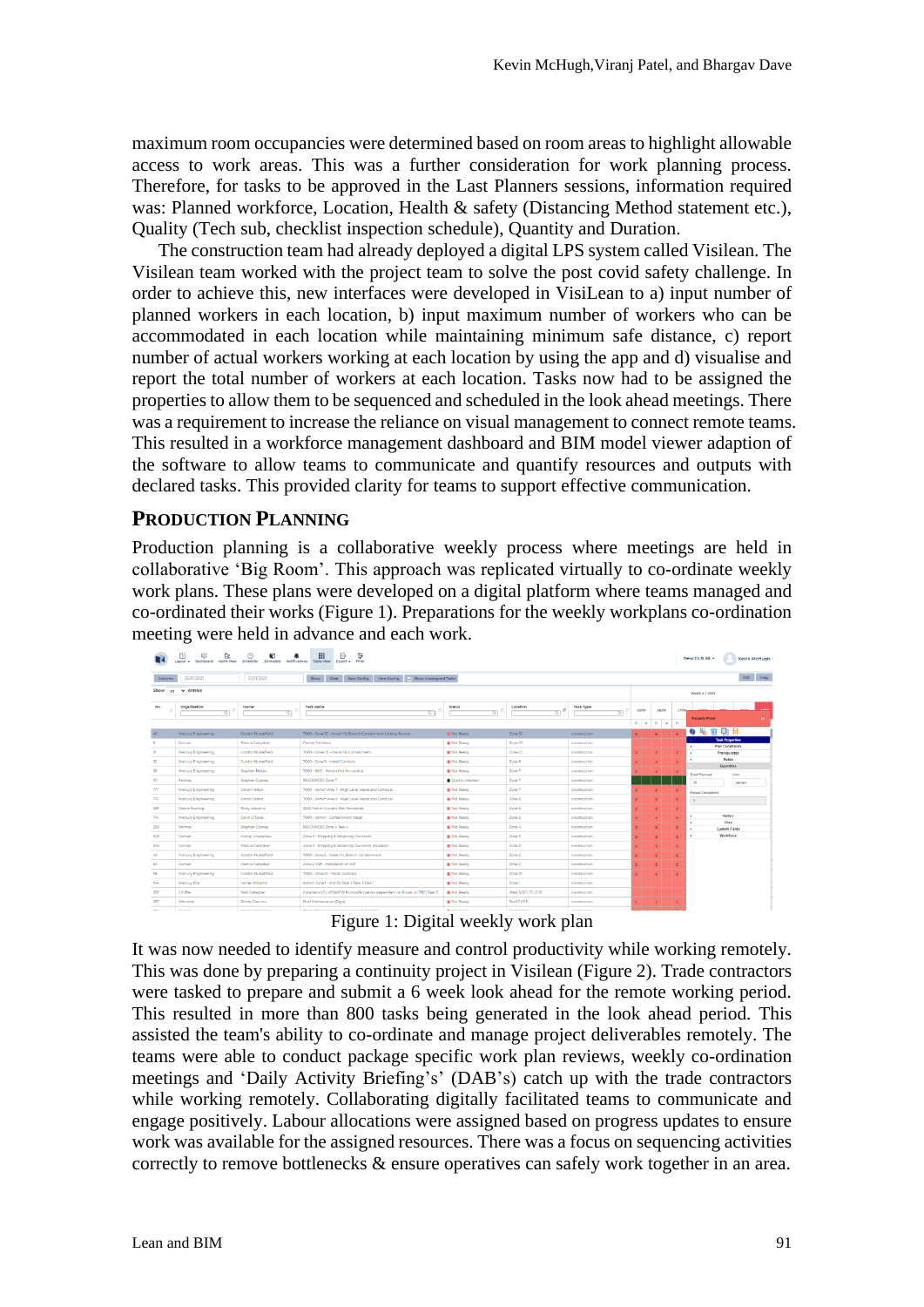maximum room occupancies were determined based on room areas to highlight allowable access to work areas. This was a further consideration for work planning process. Therefore, for tasks to be approved in the Last Planners sessions, information required was: Planned workforce, Location, Health & safety (Distancing Method statement etc.), Quality (Tech sub, checklist inspection schedule), Quantity and Duration.

The construction team had already deployed a digital LPS system called Visilean. The Visilean team worked with the project team to solve the post covid safety challenge. In order to achieve this, new interfaces were developed in VisiLean to a) input number of planned workers in each location, b) input maximum number of workers who can be accommodated in each location while maintaining minimum safe distance, c) report number of actual workers working at each location by using the app and d) visualise and report the total number of workers at each location. Tasks now had to be assigned the properties to allow them to be sequenced and scheduled in the look ahead meetings. There was a requirement to increase the reliance on visual management to connect remote teams. This resulted in a workforce management dashboard and BIM model viewer adaption of the software to allow teams to communicate and quantify resources and outputs with declared tasks. This provided clarity for teams to support effective communication.

## Production Planning

Production planning is a collaborative weekly process where meetings are held in collaborative 'Big Room'. This approach was replicated virtually to co-ordinate weekly work plans. These plans were developed on a digital platform where teams managed and co-ordinated their works (Figure 1). Preparations for the weekly workplans co-ordination meeting were held in advance and each work.

Figure 1: Digital weekly work plan

It was now needed to identify measure and control productivity while working remotely. This was done by preparing a continuity project in Visilean (Figure 2). Trade contractors were tasked to prepare and submit a 6 week look ahead for the remote working period. This resulted in more than 800 tasks being generated in the look ahead period. This assisted the team's ability to co-ordinate and manage project deliverables remotely. The teams were able to conduct package specific work plan reviews, weekly co-ordination meetings and 'Daily Activity Briefing's' (DAB's) catch up with the trade contractors while working remotely. Collaborating digitally facilitated teams to communicate and engage positively. Labour allocations were assigned based on progress updates to ensure work was available for the assigned resources. There was a focus on sequencing activities correctly to remove bottlenecks & ensure operatives can safely work together in an area.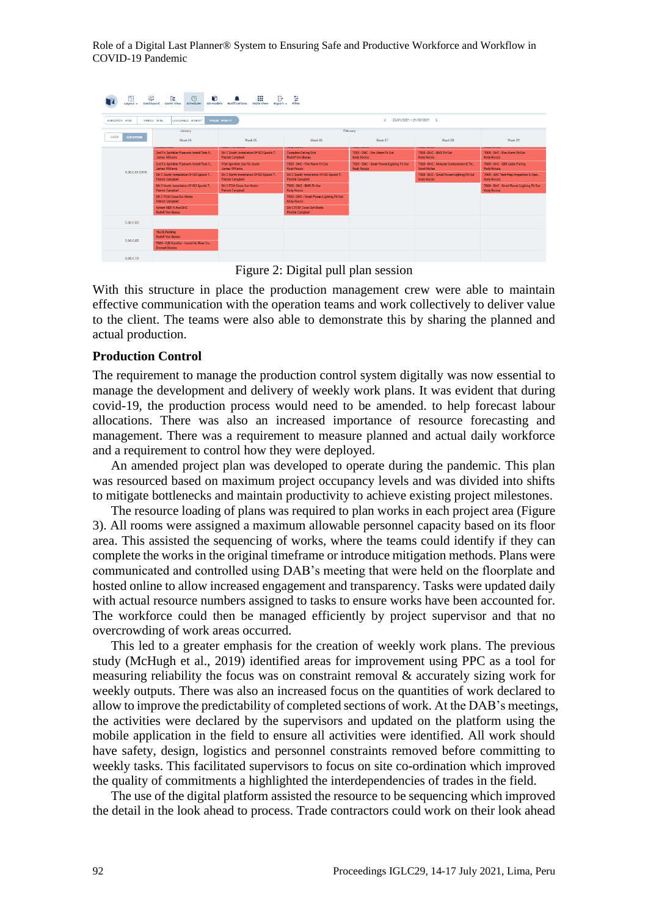Figure 2: Digital pull plan session

With this structure in place the production management crew were able to maintain effective communication with the operation teams and work collectively to deliver value to the client. The teams were also able to demonstrate this by sharing the planned and actual production.

## Production Control

The requirement to manage the production control system digitally was now essential to manage the development and delivery of weekly work plans. It was evident that during covid-19, the production process would need to be amended. to help forecast labour allocations. There was also an increased importance of resource forecasting and management. There was a requirement to measure planned and actual daily workforce and a requirement to control how they were deployed.

An amended project plan was developed to operate during the pandemic. This plan was resourced based on maximum project occupancy levels and was divided into shifts to mitigate bottlenecks and maintain productivity to achieve existing project milestones.

The resource loading of plans was required to plan works in each project area (Figure 3). All rooms were assigned a maximum allowable personnel capacity based on its floor area. This assisted the sequencing of works, where the teams could identify if they can complete the works in the original timeframe or introduce mitigation methods. Plans were communicated and controlled using DAB's meeting that were held on the floorplate and hosted online to allow increased engagement and transparency. Tasks were updated daily with actual resource numbers assigned to tasks to ensure works have been accounted for. The workforce could then be managed efficiently by project supervisor and that no overcrowding of work areas occurred.

This led to a greater emphasis for the creation of weekly work plans. The previous study (McHugh et al., 2019) identified areas for improvement using PPC as a tool for measuring reliability the focus was on constraint removal & accurately sizing work for weekly outputs. There was also an increased focus on the quantities of work declared to allow to improve the predictability of completed sections of work. At the DAB's meetings, the activities were declared by the supervisors and updated on the platform using the mobile application in the field to ensure all activities were identified. All work should have safety, design, logistics and personnel constraints removed before committing to weekly tasks. This facilitated supervisors to focus on site co-ordination which improved the quality of commitments a highlighted the interdependencies of trades in the field.

The use of the digital platform assisted the resource to be sequencing which improved the detail in the look ahead to process. Trade contractors could work on their look ahead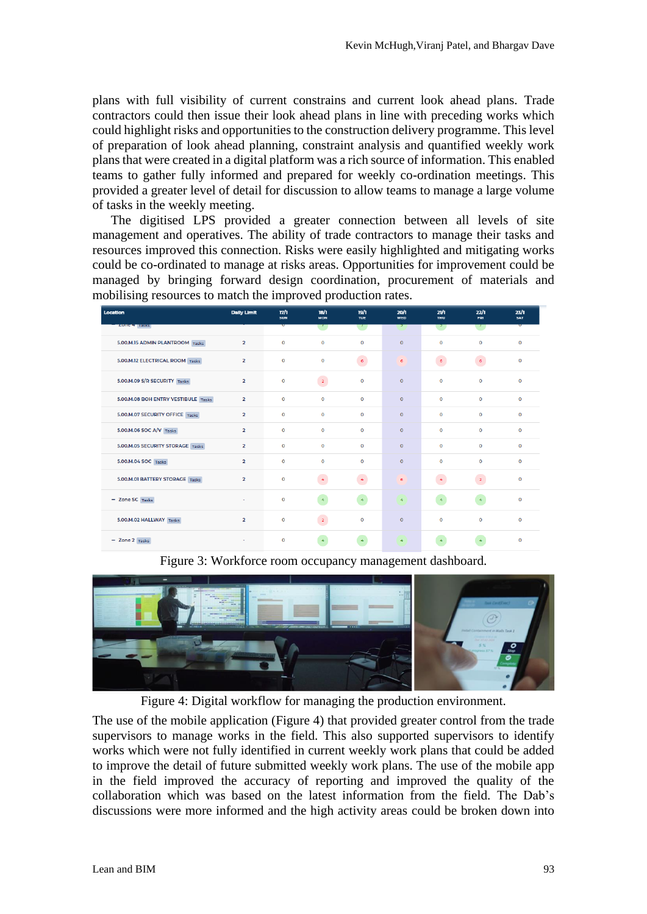plans with full visibility of current constrains and current look ahead plans. Trade contractors could then issue their look ahead plans in line with preceding works which could highlight risks and opportunities to the construction delivery programme. This level of preparation of look ahead planning, constraint analysis and quantified weekly work plans that were created in a digital platform was a rich source of information. This enabled teams to gather fully informed and prepared for weekly co-ordination meetings. This provided a greater level of detail for discussion to allow teams to manage a large volume of tasks in the weekly meeting.

The digitised LPS provided a greater connection between all levels of site management and operatives. The ability of trade contractors to manage their tasks and resources improved this connection. Risks were easily highlighted and mitigating works could be co-ordinated to manage at risks areas. Opportunities for improvement could be managed by bringing forward design coordination, procurement of materials and mobilising resources to match the improved production rates.

| Location | Daily Limit | 17/1 SUN | 18/1 MON | 19/1 TUE | 20/1 WED | 21/1 THU | 22/1 FRI | 23/1 SAT |
|---|---|---|---|---|---|---|---|---|
| 5.00.M.15 ADMIN PLANTROOM Tasks | 2 | 0 | 0 | 0 | 0 | 0 | 0 | 0 |
| 5.00.M.12 ELECTRICAL ROOM Tasks | 2 | 0 | 0 | 6 | 6 | 6 | 6 | 0 |
| 5.00.M.09 S/R SECURITY Tasks | 2 | 0 | 2 | 0 | 0 | 0 | 0 | 0 |
| 5.00.M.08 BOH ENTRY VESTIBULE Tasks | 2 | 0 | 0 | 0 | 0 | 0 | 0 | 0 |
| 5.00.M.07 SECURITY OFFICE Tasks | 2 | 0 | 0 | 0 | 0 | 0 | 0 | 0 |
| 5.00.M.06 SOC A/V Tasks | 2 | 0 | 0 | 0 | 0 | 0 | 0 | 0 |
| 5.00.M.05 SECURITY STORAGE Tasks | 2 | 0 | 0 | 0 | 0 | 0 | 0 | 0 |
| 5.00.M.04 SOC Tasks | 2 | 0 | 0 | 0 | 0 | 0 | 0 | 0 |
| 5.00.M.01 BATTERY STORAGE Tasks | 2 | 0 | 4 | 4 | 6 | 4 | 2 | 0 |
| − Zone 5C Tasks | - | 0 | 4 | 4 | 4 | 4 | 4 | 0 |
| 5.00.M.02 HALLWAY Tasks | 2 | 0 | 2 | 0 | 0 | 0 | 0 | 0 |
| − Zone 2 Tasks | - | 0 | 4 | 4 | 4 | 4 | 4 | 0 |

Figure 3: Workforce room occupancy management dashboard.

Figure 4: Digital workflow for managing the production environment.

The use of the mobile application (Figure 4) that provided greater control from the trade supervisors to manage works in the field. This also supported supervisors to identify works which were not fully identified in current weekly work plans that could be added to improve the detail of future submitted weekly work plans. The use of the mobile app in the field improved the accuracy of reporting and improved the quality of the collaboration which was based on the latest information from the field. The Dab's discussions were more informed and the high activity areas could be broken down into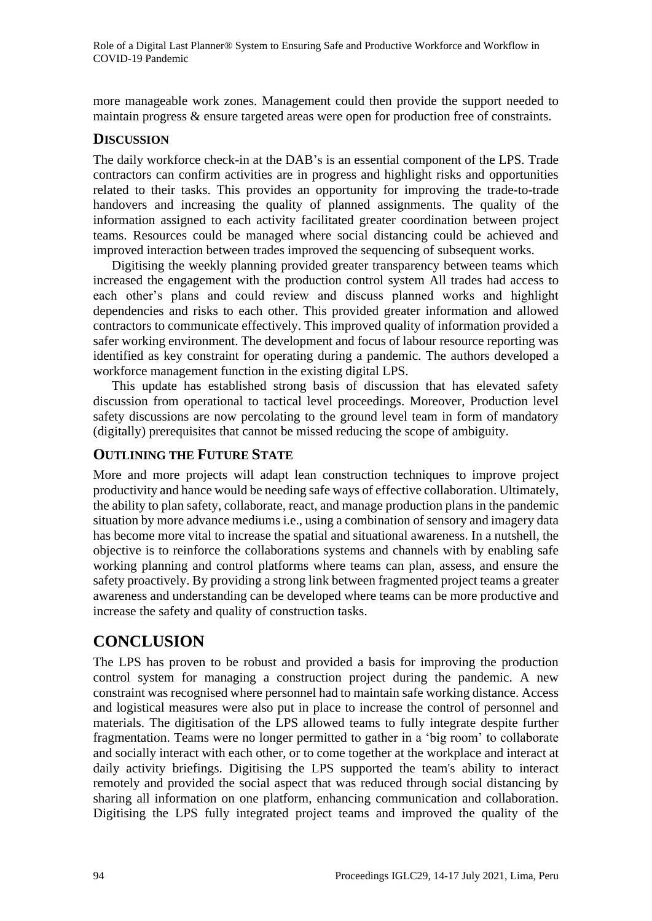more manageable work zones. Management could then provide the support needed to maintain progress & ensure targeted areas were open for production free of constraints.

## DISCUSSION

The daily workforce check-in at the DAB's is an essential component of the LPS. Trade contractors can confirm activities are in progress and highlight risks and opportunities related to their tasks. This provides an opportunity for improving the trade-to-trade handovers and increasing the quality of planned assignments. The quality of the information assigned to each activity facilitated greater coordination between project teams. Resources could be managed where social distancing could be achieved and improved interaction between trades improved the sequencing of subsequent works.

Digitising the weekly planning provided greater transparency between teams which increased the engagement with the production control system All trades had access to each other's plans and could review and discuss planned works and highlight dependencies and risks to each other. This provided greater information and allowed contractors to communicate effectively. This improved quality of information provided a safer working environment. The development and focus of labour resource reporting was identified as key constraint for operating during a pandemic. The authors developed a workforce management function in the existing digital LPS.

This update has established strong basis of discussion that has elevated safety discussion from operational to tactical level proceedings. Moreover, Production level safety discussions are now percolating to the ground level team in form of mandatory (digitally) prerequisites that cannot be missed reducing the scope of ambiguity.

## OUTLINING THE FUTURE STATE

More and more projects will adapt lean construction techniques to improve project productivity and hance would be needing safe ways of effective collaboration. Ultimately, the ability to plan safety, collaborate, react, and manage production plans in the pandemic situation by more advance mediums i.e., using a combination of sensory and imagery data has become more vital to increase the spatial and situational awareness. In a nutshell, the objective is to reinforce the collaborations systems and channels with by enabling safe working planning and control platforms where teams can plan, assess, and ensure the safety proactively. By providing a strong link between fragmented project teams a greater awareness and understanding can be developed where teams can be more productive and increase the safety and quality of construction tasks.

# CONCLUSION

The LPS has proven to be robust and provided a basis for improving the production control system for managing a construction project during the pandemic. A new constraint was recognised where personnel had to maintain safe working distance. Access and logistical measures were also put in place to increase the control of personnel and materials. The digitisation of the LPS allowed teams to fully integrate despite further fragmentation. Teams were no longer permitted to gather in a 'big room' to collaborate and socially interact with each other, or to come together at the workplace and interact at daily activity briefings. Digitising the LPS supported the team's ability to interact remotely and provided the social aspect that was reduced through social distancing by sharing all information on one platform, enhancing communication and collaboration. Digitising the LPS fully integrated project teams and improved the quality of the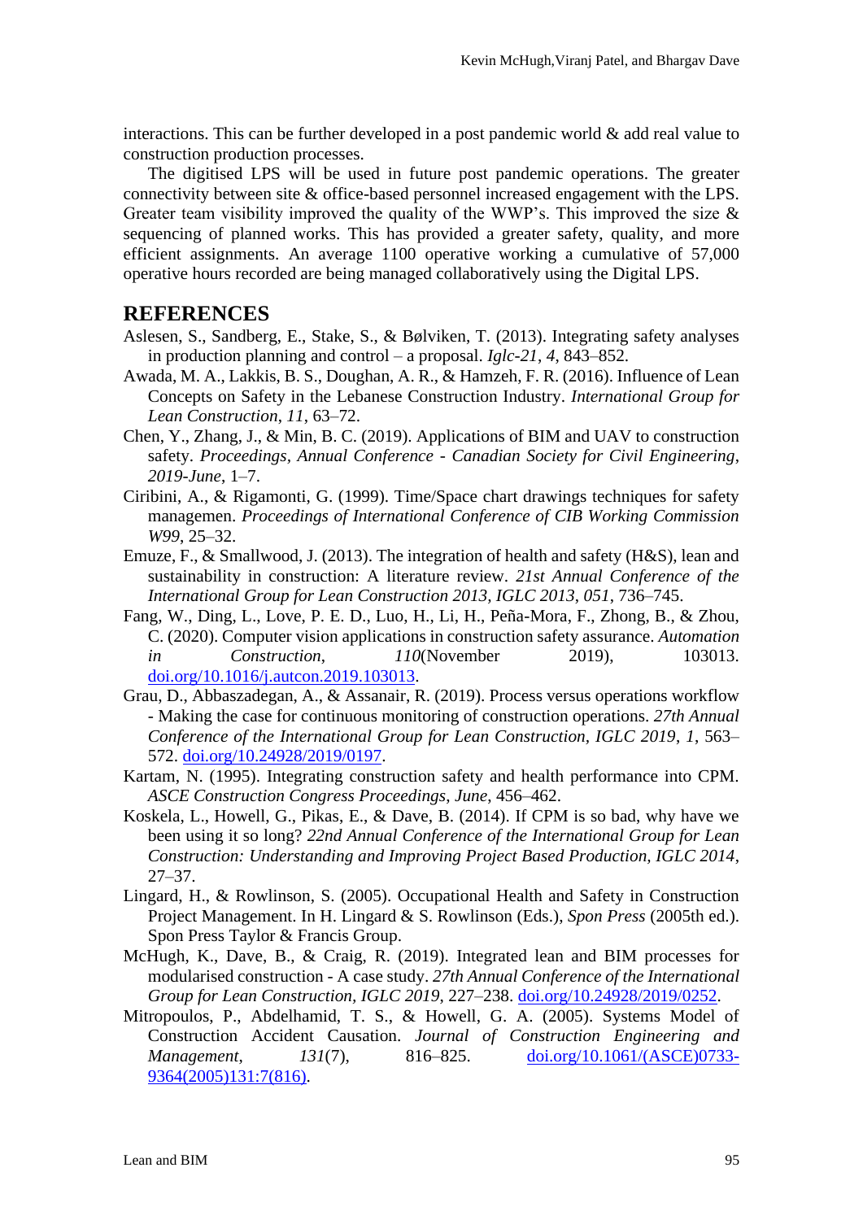interactions. This can be further developed in a post pandemic world & add real value to construction production processes.

The digitised LPS will be used in future post pandemic operations. The greater connectivity between site & office-based personnel increased engagement with the LPS. Greater team visibility improved the quality of the WWP's. This improved the size & sequencing of planned works. This has provided a greater safety, quality, and more efficient assignments. An average 1100 operative working a cumulative of 57,000 operative hours recorded are being managed collaboratively using the Digital LPS.

## REFERENCES

Aslesen, S., Sandberg, E., Stake, S., & Bølviken, T. (2013). Integrating safety analyses in production planning and control – a proposal. *Iglc-21*, *4*, 843–852.

Awada, M. A., Lakkis, B. S., Doughan, A. R., & Hamzeh, F. R. (2016). Influence of Lean Concepts on Safety in the Lebanese Construction Industry. *International Group for Lean Construction*, *11*, 63–72.

Chen, Y., Zhang, J., & Min, B. C. (2019). Applications of BIM and UAV to construction safety. *Proceedings, Annual Conference - Canadian Society for Civil Engineering*, *2019-June*, 1–7.

Ciribini, A., & Rigamonti, G. (1999). Time/Space chart drawings techniques for safety managemen. *Proceedings of International Conference of CIB Working Commission W99*, 25–32.

Emuze, F., & Smallwood, J. (2013). The integration of health and safety (H&S), lean and sustainability in construction: A literature review. *21st Annual Conference of the International Group for Lean Construction 2013, IGLC 2013*, *051*, 736–745.

Fang, W., Ding, L., Love, P. E. D., Luo, H., Li, H., Peña-Mora, F., Zhong, B., & Zhou, C. (2020). Computer vision applications in construction safety assurance. *Automation in Construction*, *110*(November 2019), 103013. doi.org/10.1016/j.autcon.2019.103013.

Grau, D., Abbaszadegan, A., & Assanair, R. (2019). Process versus operations workflow - Making the case for continuous monitoring of construction operations. *27th Annual Conference of the International Group for Lean Construction, IGLC 2019*, *1*, 563–572. doi.org/10.24928/2019/0197.

Kartam, N. (1995). Integrating construction safety and health performance into CPM. *ASCE Construction Congress Proceedings*, *June*, 456–462.

Koskela, L., Howell, G., Pikas, E., & Dave, B. (2014). If CPM is so bad, why have we been using it so long? *22nd Annual Conference of the International Group for Lean Construction: Understanding and Improving Project Based Production, IGLC 2014*, 27–37.

Lingard, H., & Rowlinson, S. (2005). Occupational Health and Safety in Construction Project Management. In H. Lingard & S. Rowlinson (Eds.), *Spon Press* (2005th ed.). Spon Press Taylor & Francis Group.

McHugh, K., Dave, B., & Craig, R. (2019). Integrated lean and BIM processes for modularised construction - A case study. *27th Annual Conference of the International Group for Lean Construction, IGLC 2019*, 227–238. doi.org/10.24928/2019/0252.

Mitropoulos, P., Abdelhamid, T. S., & Howell, G. A. (2005). Systems Model of Construction Accident Causation. *Journal of Construction Engineering and Management*, *131*(7), 816–825. doi.org/10.1061/(ASCE)0733-9364(2005)131:7(816).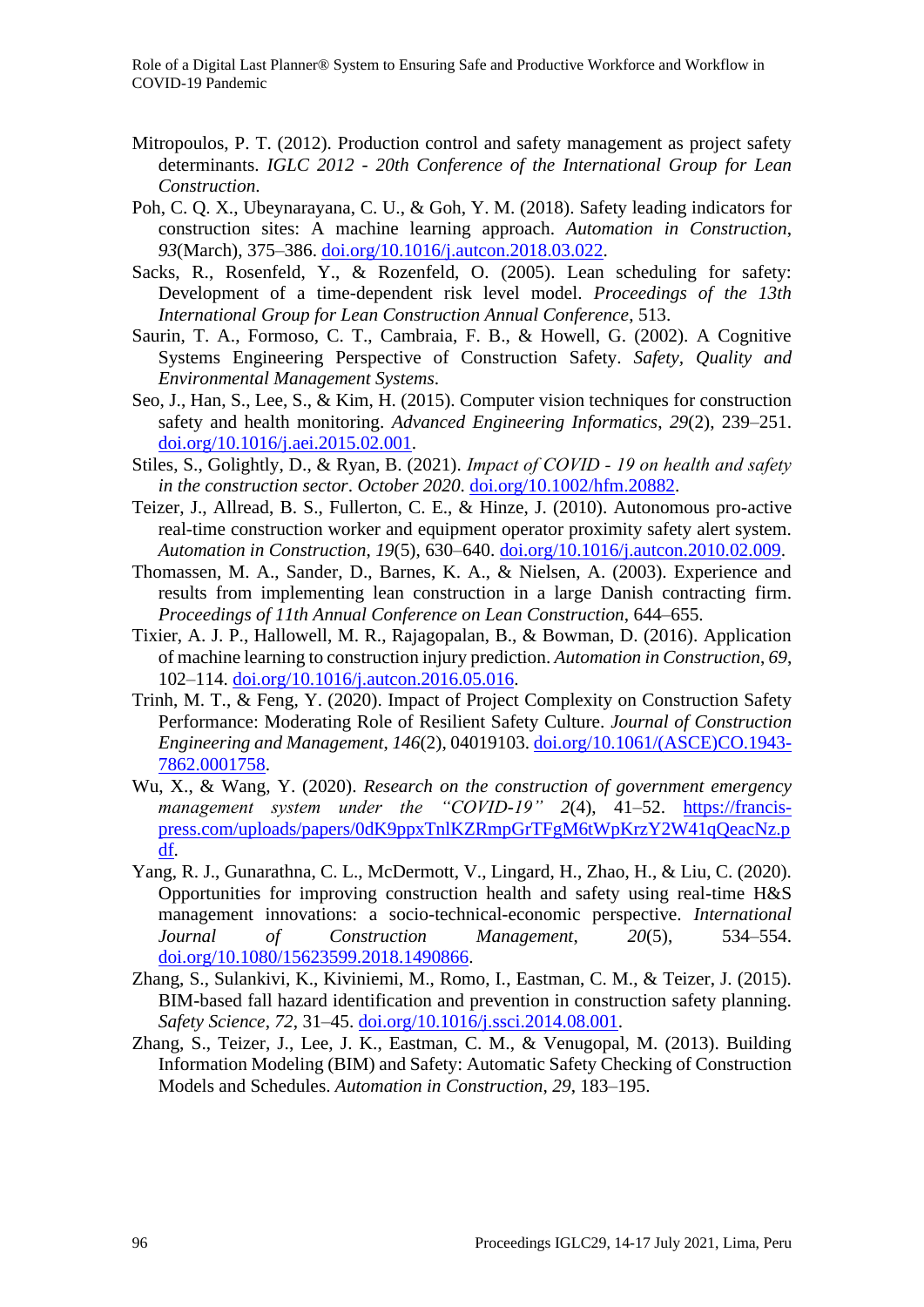Mitropoulos, P. T. (2012). Production control and safety management as project safety determinants. *IGLC 2012 - 20th Conference of the International Group for Lean Construction*.

Poh, C. Q. X., Ubeynarayana, C. U., & Goh, Y. M. (2018). Safety leading indicators for construction sites: A machine learning approach. *Automation in Construction*, *93*(March), 375–386. doi.org/10.1016/j.autcon.2018.03.022.

Sacks, R., Rosenfeld, Y., & Rozenfeld, O. (2005). Lean scheduling for safety: Development of a time-dependent risk level model. *Proceedings of the 13th International Group for Lean Construction Annual Conference*, 513.

Saurin, T. A., Formoso, C. T., Cambraia, F. B., & Howell, G. (2002). A Cognitive Systems Engineering Perspective of Construction Safety. *Safety, Quality and Environmental Management Systems*.

Seo, J., Han, S., Lee, S., & Kim, H. (2015). Computer vision techniques for construction safety and health monitoring. *Advanced Engineering Informatics*, *29*(2), 239–251. doi.org/10.1016/j.aei.2015.02.001.

Stiles, S., Golightly, D., & Ryan, B. (2021). *Impact of COVID - 19 on health and safety in the construction sector*. *October 2020*. doi.org/10.1002/hfm.20882.

Teizer, J., Allread, B. S., Fullerton, C. E., & Hinze, J. (2010). Autonomous pro-active real-time construction worker and equipment operator proximity safety alert system. *Automation in Construction*, *19*(5), 630–640. doi.org/10.1016/j.autcon.2010.02.009.

Thomassen, M. A., Sander, D., Barnes, K. A., & Nielsen, A. (2003). Experience and results from implementing lean construction in a large Danish contracting firm. *Proceedings of 11th Annual Conference on Lean Construction*, 644–655.

Tixier, A. J. P., Hallowell, M. R., Rajagopalan, B., & Bowman, D. (2016). Application of machine learning to construction injury prediction. *Automation in Construction*, *69*, 102–114. doi.org/10.1016/j.autcon.2016.05.016.

Trinh, M. T., & Feng, Y. (2020). Impact of Project Complexity on Construction Safety Performance: Moderating Role of Resilient Safety Culture. *Journal of Construction Engineering and Management*, *146*(2), 04019103. doi.org/10.1061/(ASCE)CO.1943-7862.0001758.

Wu, X., & Wang, Y. (2020). *Research on the construction of government emergency management system under the "COVID-19" 2*(4), 41–52. https://francis-press.com/uploads/papers/0dK9ppxTnlKZRmpGrTFgM6tWpKrzY2W41qQeacNz.pdf.

Yang, R. J., Gunarathna, C. L., McDermott, V., Lingard, H., Zhao, H., & Liu, C. (2020). Opportunities for improving construction health and safety using real-time H&S management innovations: a socio-technical-economic perspective. *International Journal of Construction Management*, *20*(5), 534–554. doi.org/10.1080/15623599.2018.1490866.

Zhang, S., Sulankivi, K., Kiviniemi, M., Romo, I., Eastman, C. M., & Teizer, J. (2015). BIM-based fall hazard identification and prevention in construction safety planning. *Safety Science*, *72*, 31–45. doi.org/10.1016/j.ssci.2014.08.001.

Zhang, S., Teizer, J., Lee, J. K., Eastman, C. M., & Venugopal, M. (2013). Building Information Modeling (BIM) and Safety: Automatic Safety Checking of Construction Models and Schedules. *Automation in Construction*, *29*, 183–195.